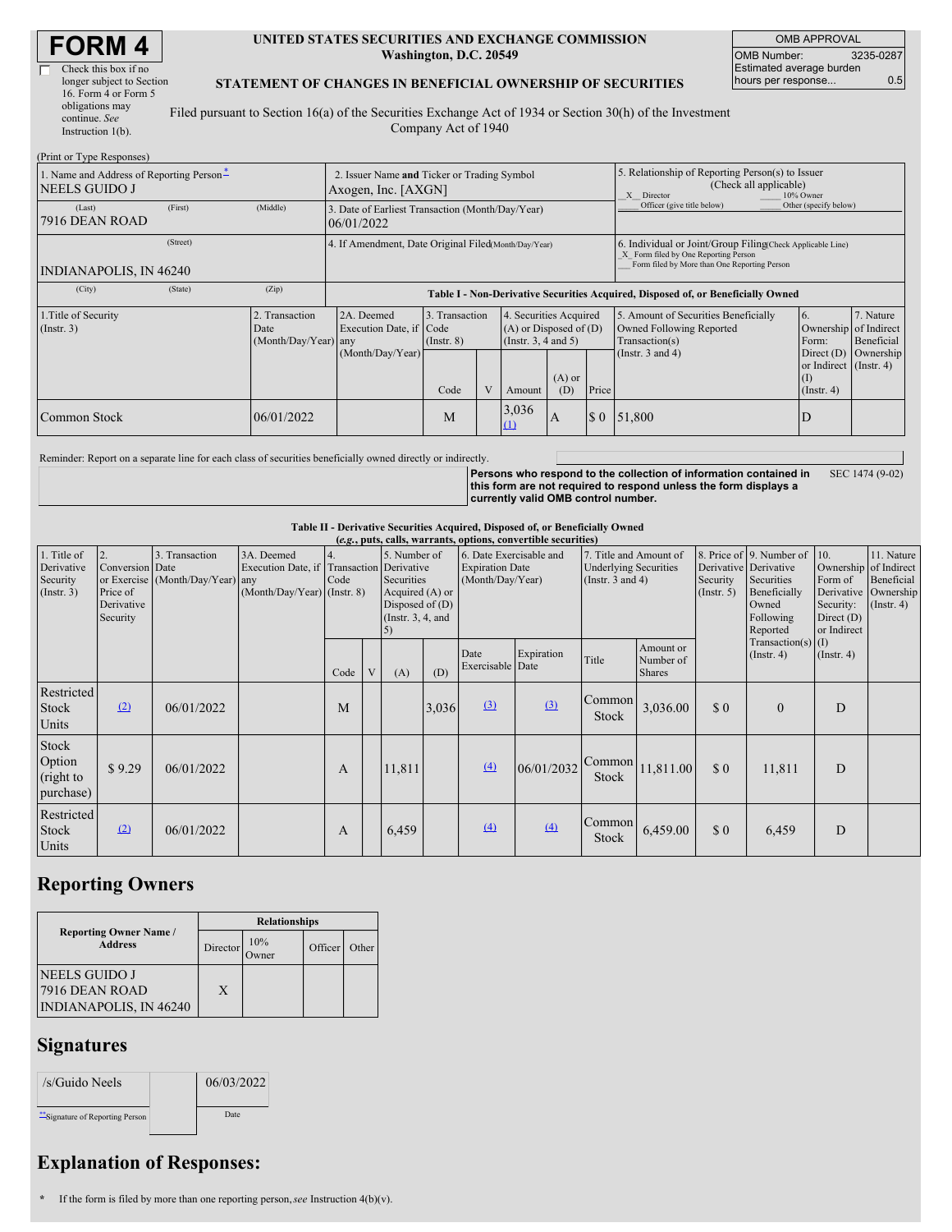# FORM 4

☐ Check this box if no longer subject to Section 16. Form 4 or Form 5 obligations may continue. *See* Instruction 1(b).

**UNITED STATES SECURITIES AND EXCHANGE COMMISSION**
**Washington, D.C. 20549**

**STATEMENT OF CHANGES IN BENEFICIAL OWNERSHIP OF SECURITIES**

Filed pursuant to Section 16(a) of the Securities Exchange Act of 1934 or Section 30(h) of the Investment Company Act of 1940

| OMB APPROVAL | |
|---|---|
| OMB Number: | 3235-0287 |
| Estimated average burden hours per response... | 0.5 |

(Print or Type Responses)

| | | |
|---|---|---|
| 1. Name and Address of Reporting Person* NEELS GUIDO J (Last) (First) (Middle) 7916 DEAN ROAD (Street) INDIANAPOLIS, IN 46240 (City) (State) (Zip) | 2. Issuer Name **and** Ticker or Trading Symbol Axogen, Inc. [AXGN] | 5. Relationship of Reporting Person(s) to Issuer (Check all applicable) _X_ Director ___ 10% Owner ___ Officer (give title below) ___ Other (specify below) |
| | 3. Date of Earliest Transaction (Month/Day/Year) 06/01/2022 | |
| | 4. If Amendment, Date Original Filed (Month/Day/Year) | 6. Individual or Joint/Group Filing (Check Applicable Line) _X_ Form filed by One Reporting Person ___ Form filed by More than One Reporting Person |

**Table I - Non-Derivative Securities Acquired, Disposed of, or Beneficially Owned**

| 1.Title of Security (Instr. 3) | 2. Transaction Date (Month/Day/Year) | 2A. Deemed Execution Date, if any (Month/Day/Year) | 3. Transaction Code (Instr. 8) | | 4. Securities Acquired (A) or Disposed of (D) (Instr. 3, 4 and 5) | | | 5. Amount of Securities Beneficially Owned Following Reported Transaction(s) (Instr. 3 and 4) | 6. Ownership Form: Direct (D) or Indirect (I) (Instr. 4) | 7. Nature of Indirect Beneficial Ownership (Instr. 4) |
|---|---|---|---|---|---|---|---|---|---|---|
| | | | Code | V | Amount | (A) or (D) | Price | | | |
| Common Stock | 06/01/2022 | | M | | 3,036 (1) | A | $ 0 | 51,800 | D | |

Reminder: Report on a separate line for each class of securities beneficially owned directly or indirectly.

**Persons who respond to the collection of information contained in this form are not required to respond unless the form displays a currently valid OMB control number.** SEC 1474 (9-02)

**Table II - Derivative Securities Acquired, Disposed of, or Beneficially Owned**
***(e.g.*, puts, calls, warrants, options, convertible securities)**

| 1. Title of Derivative Security (Instr. 3) | 2. Conversion or Exercise Price of Derivative Security | 3. Transaction Date (Month/Day/Year) | 3A. Deemed Execution Date, if any (Month/Day/Year) | 4. Transaction Code (Instr. 8) | | 5. Number of Derivative Securities Acquired (A) or Disposed of (D) (Instr. 3, 4, and 5) | | 6. Date Exercisable and Expiration Date (Month/Day/Year) | | 7. Title and Amount of Underlying Securities (Instr. 3 and 4) | | 8. Price of Derivative Security (Instr. 5) | 9. Number of Derivative Securities Beneficially Owned Following Reported Transaction(s) (Instr. 4) | 10. Ownership Form of Derivative Security: Direct (D) or Indirect (I) (Instr. 4) | 11. Nature of Indirect Beneficial Ownership (Instr. 4) |
|---|---|---|---|---|---|---|---|---|---|---|---|---|---|---|---|
| | | | | Code | V | (A) | (D) | Date Exercisable | Expiration Date | Title | Amount or Number of Shares | | | | |
| Restricted Stock Units | (2) | 06/01/2022 | | M | | | 3,036 | (3) | (3) | Common Stock | 3,036.00 | $ 0 | 0 | D | |
| Stock Option (right to purchase) | $ 9.29 | 06/01/2022 | | A | | 11,811 | | (4) | 06/01/2032 | Common Stock | 11,811.00 | $ 0 | 11,811 | D | |
| Restricted Stock Units | (2) | 06/01/2022 | | A | | 6,459 | | (4) | (4) | Common Stock | 6,459.00 | $ 0 | 6,459 | D | |

## Reporting Owners

| Reporting Owner Name / Address | Relationships | | | |
|---|---|---|---|---|
| | Director | 10% Owner | Officer | Other |
| NEELS GUIDO J 7916 DEAN ROAD INDIANAPOLIS, IN 46240 | X | | | |

## Signatures

| | |
|---|---|
| /s/Guido Neels | 06/03/2022 |
| **Signature of Reporting Person | Date |

## Explanation of Responses:

\* If the form is filed by more than one reporting person, *see* Instruction 4(b)(v).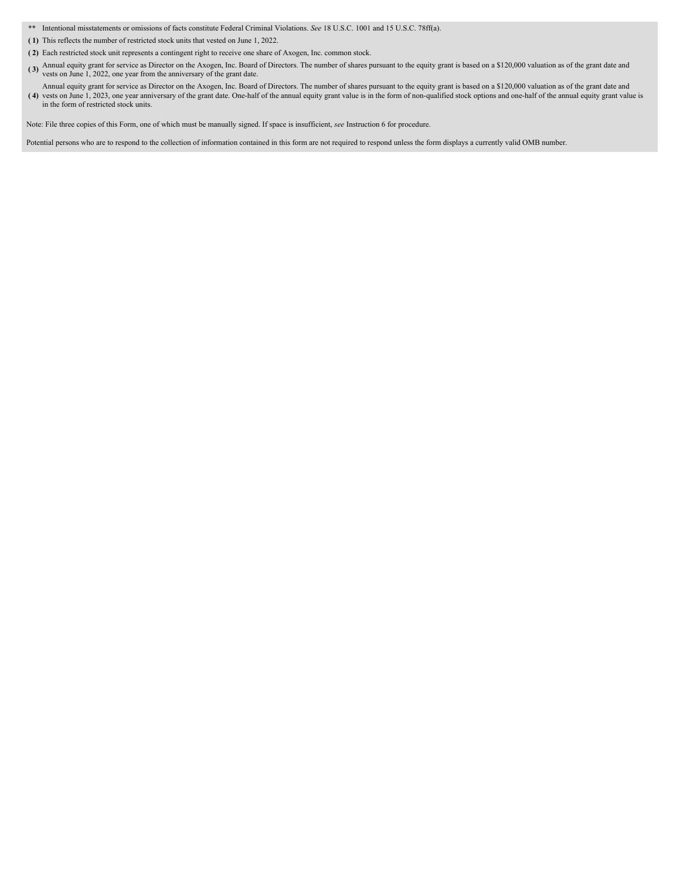** Intentional misstatements or omissions of facts constitute Federal Criminal Violations. *See* 18 U.S.C. 1001 and 15 U.S.C. 78ff(a).

( 1) This reflects the number of restricted stock units that vested on June 1, 2022.

( 2) Each restricted stock unit represents a contingent right to receive one share of Axogen, Inc. common stock.

( 3) Annual equity grant for service as Director on the Axogen, Inc. Board of Directors. The number of shares pursuant to the equity grant is based on a $120,000 valuation as of the grant date and vests on June 1, 2022, one year from the anniversary of the grant date.

( 4) Annual equity grant for service as Director on the Axogen, Inc. Board of Directors. The number of shares pursuant to the equity grant is based on a $120,000 valuation as of the grant date and vests on June 1, 2023, one year anniversary of the grant date. One-half of the annual equity grant value is in the form of non-qualified stock options and one-half of the annual equity grant value is in the form of restricted stock units.

Note: File three copies of this Form, one of which must be manually signed. If space is insufficient, *see* Instruction 6 for procedure.

Potential persons who are to respond to the collection of information contained in this form are not required to respond unless the form displays a currently valid OMB number.